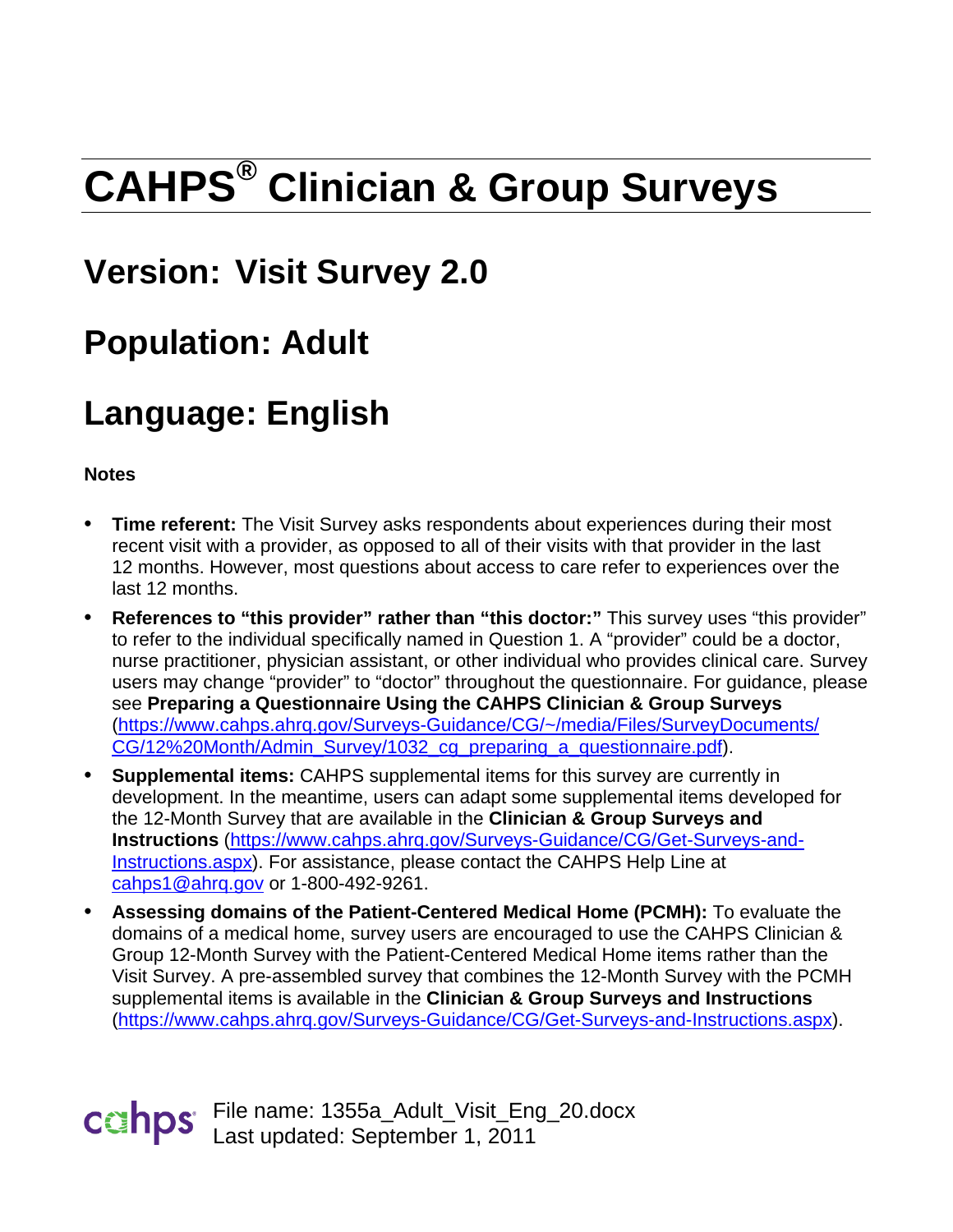# CAHPS® Clinician & Group Surveys

## Version: Visit Survey 2.0

## Population: Adult

## Language: English

**Notes**

- **Time referent:** The Visit Survey asks respondents about experiences during their most recent visit with a provider, as opposed to all of their visits with that provider in the last 12 months. However, most questions about access to care refer to experiences over the last 12 months.
- **References to "this provider" rather than "this doctor:"** This survey uses "this provider" to refer to the individual specifically named in Question 1. A "provider" could be a doctor, nurse practitioner, physician assistant, or other individual who provides clinical care. Survey users may change "provider" to "doctor" throughout the questionnaire. For guidance, please see **Preparing a Questionnaire Using the CAHPS Clinician & Group Surveys** (https://www.cahps.ahrq.gov/Surveys-Guidance/CG/~/media/Files/SurveyDocuments/CG/12%20Month/Admin_Survey/1032_cg_preparing_a_questionnaire.pdf).
- **Supplemental items:** CAHPS supplemental items for this survey are currently in development. In the meantime, users can adapt some supplemental items developed for the 12-Month Survey that are available in the **Clinician & Group Surveys and Instructions** (https://www.cahps.ahrq.gov/Surveys-Guidance/CG/Get-Surveys-and-Instructions.aspx). For assistance, please contact the CAHPS Help Line at cahps1@ahrq.gov or 1-800-492-9261.
- **Assessing domains of the Patient-Centered Medical Home (PCMH):** To evaluate the domains of a medical home, survey users are encouraged to use the CAHPS Clinician & Group 12-Month Survey with the Patient-Centered Medical Home items rather than the Visit Survey. A pre-assembled survey that combines the 12-Month Survey with the PCMH supplemental items is available in the **Clinician & Group Surveys and Instructions** (https://www.cahps.ahrq.gov/Surveys-Guidance/CG/Get-Surveys-and-Instructions.aspx).

File name: 1355a_Adult_Visit_Eng_20.docx
Last updated: September 1, 2011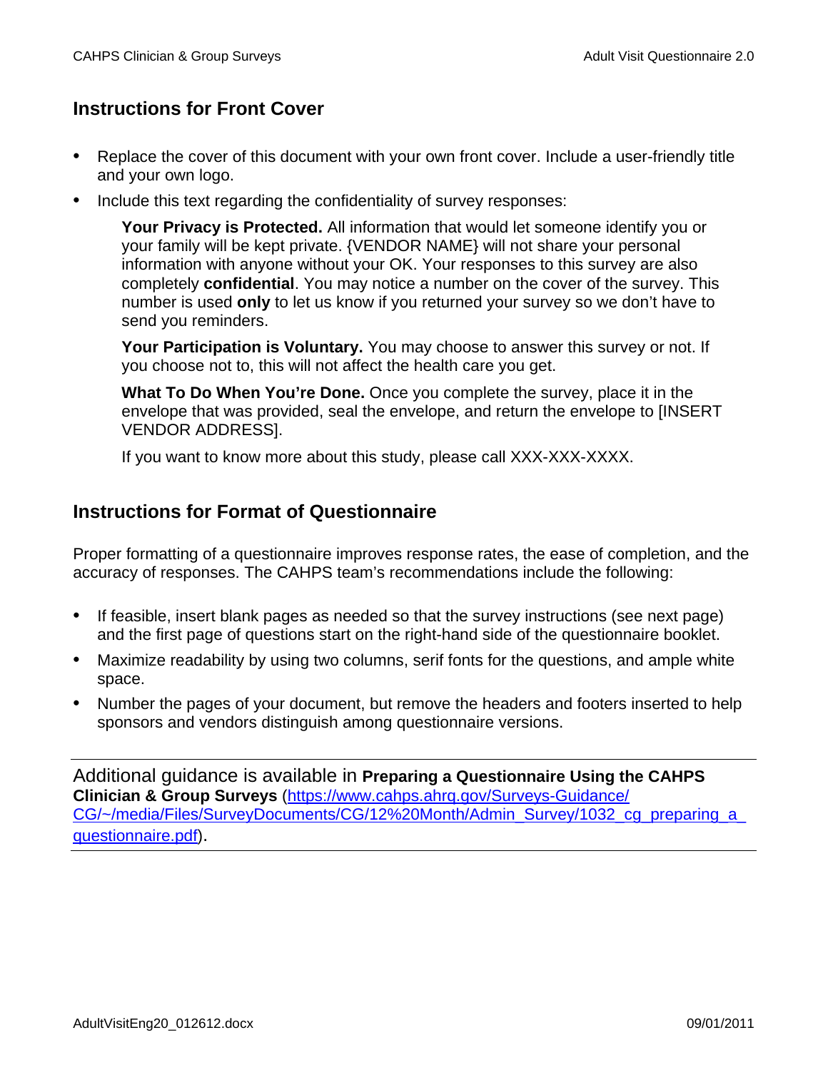## Instructions for Front Cover

- Replace the cover of this document with your own front cover. Include a user-friendly title and your own logo.
- Include this text regarding the confidentiality of survey responses:

  **Your Privacy is Protected.** All information that would let someone identify you or your family will be kept private. {VENDOR NAME} will not share your personal information with anyone without your OK. Your responses to this survey are also completely **confidential**. You may notice a number on the cover of the survey. This number is used **only** to let us know if you returned your survey so we don't have to send you reminders.

  **Your Participation is Voluntary.** You may choose to answer this survey or not. If you choose not to, this will not affect the health care you get.

  **What To Do When You're Done.** Once you complete the survey, place it in the envelope that was provided, seal the envelope, and return the envelope to [INSERT VENDOR ADDRESS].

  If you want to know more about this study, please call XXX-XXX-XXXX.

## Instructions for Format of Questionnaire

Proper formatting of a questionnaire improves response rates, the ease of completion, and the accuracy of responses. The CAHPS team's recommendations include the following:

- If feasible, insert blank pages as needed so that the survey instructions (see next page) and the first page of questions start on the right-hand side of the questionnaire booklet.
- Maximize readability by using two columns, serif fonts for the questions, and ample white space.
- Number the pages of your document, but remove the headers and footers inserted to help sponsors and vendors distinguish among questionnaire versions.

---

Additional guidance is available in **Preparing a Questionnaire Using the CAHPS Clinician & Group Surveys** (https://www.cahps.ahrq.gov/Surveys-Guidance/CG/~/media/Files/SurveyDocuments/CG/12%20Month/Admin_Survey/1032_cg_preparing_a_questionnaire.pdf).

---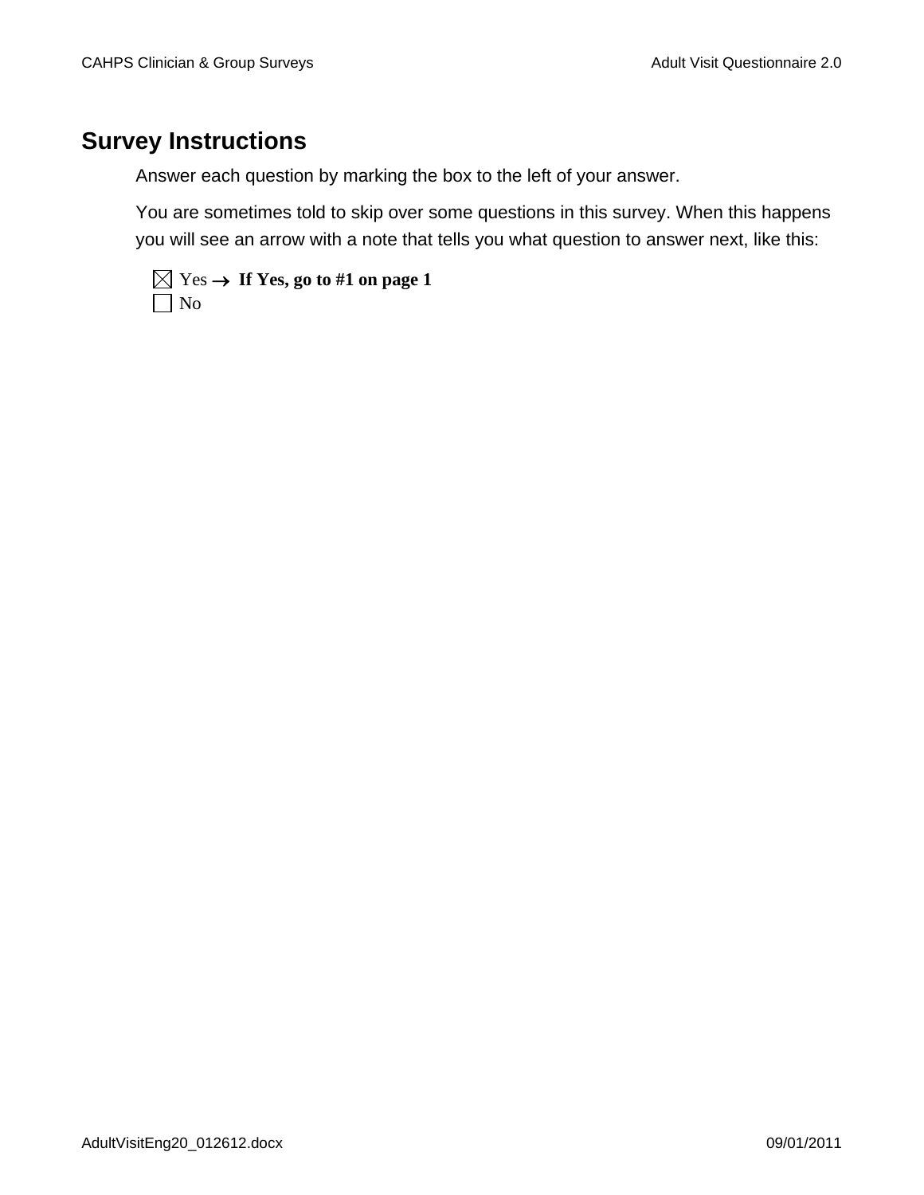## Survey Instructions

Answer each question by marking the box to the left of your answer.

You are sometimes told to skip over some questions in this survey. When this happens you will see an arrow with a note that tells you what question to answer next, like this:

☒ Yes → **If Yes, go to #1 on page 1**
☐ No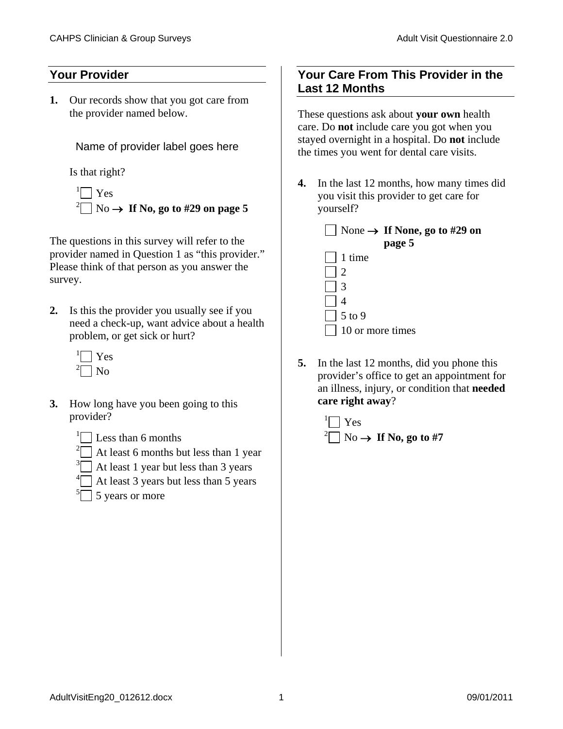## Your Provider

**1.** Our records show that you got care from the provider named below.

Name of provider label goes here

Is that right?

- [1] ☐ Yes
- [2] ☐ No → **If No, go to #29 on page 5**

The questions in this survey will refer to the provider named in Question 1 as "this provider." Please think of that person as you answer the survey.

**2.** Is this the provider you usually see if you need a check-up, want advice about a health problem, or get sick or hurt?

- [1] ☐ Yes
- [2] ☐ No

**3.** How long have you been going to this provider?

- [1] ☐ Less than 6 months
- [2] ☐ At least 6 months but less than 1 year
- [3] ☐ At least 1 year but less than 3 years
- [4] ☐ At least 3 years but less than 5 years
- [5] ☐ 5 years or more

## Your Care From This Provider in the Last 12 Months

These questions ask about **your own** health care. Do **not** include care you got when you stayed overnight in a hospital. Do **not** include the times you went for dental care visits.

**4.** In the last 12 months, how many times did you visit this provider to get care for yourself?

- ☐ None → **If None, go to #29 on page 5**
- ☐ 1 time
- ☐ 2
- ☐ 3
- ☐ 4
- ☐ 5 to 9
- ☐ 10 or more times

**5.** In the last 12 months, did you phone this provider's office to get an appointment for an illness, injury, or condition that **needed care right away**?

- [1] ☐ Yes
- [2] ☐ No → **If No, go to #7**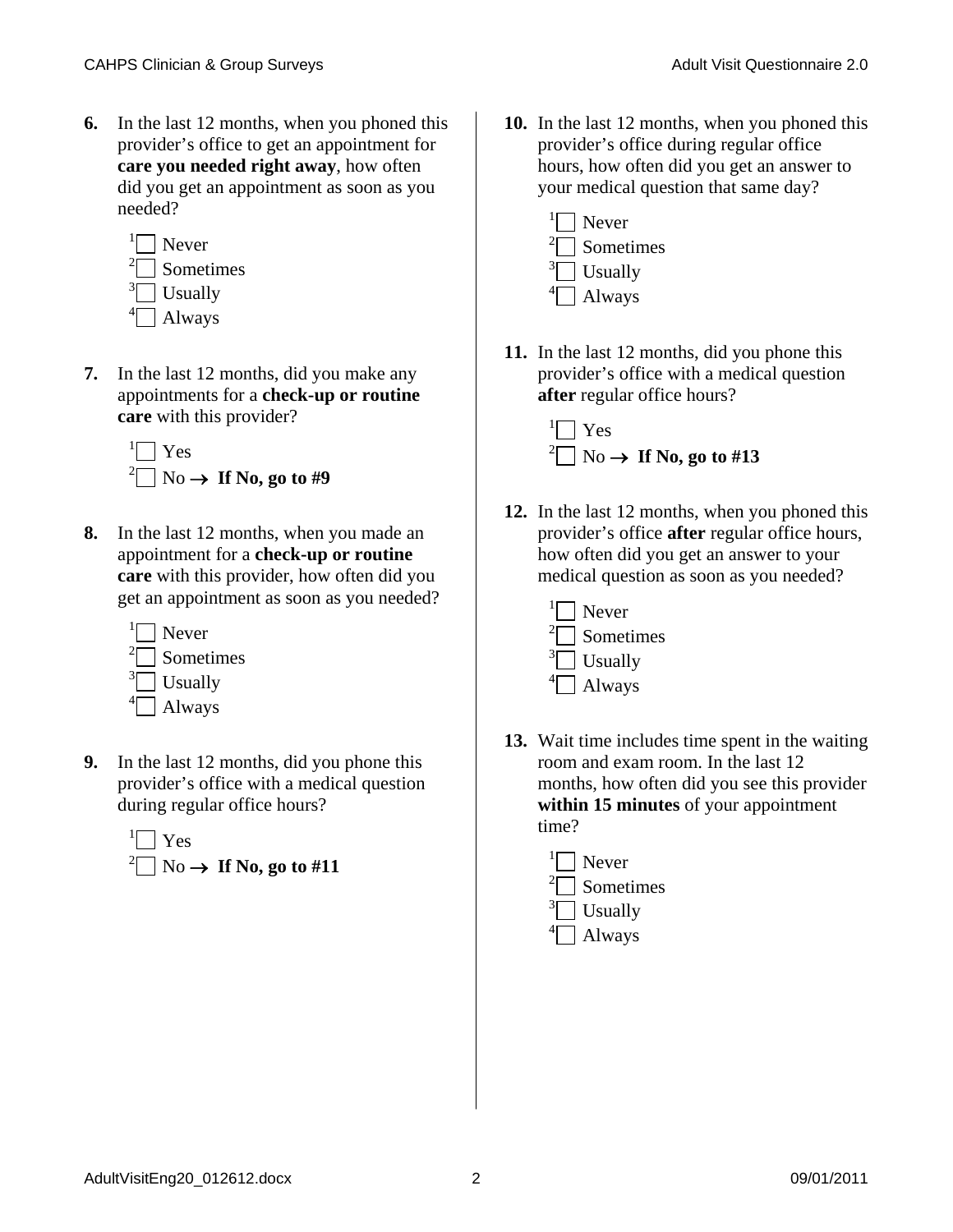**6.** In the last 12 months, when you phoned this provider's office to get an appointment for **care you needed right away**, how often did you get an appointment as soon as you needed?

- 1 ☐ Never
- 2 ☐ Sometimes
- 3 ☐ Usually
- 4 ☐ Always

**7.** In the last 12 months, did you make any appointments for a **check-up or routine care** with this provider?

- 1 ☐ Yes
- 2 ☐ No → **If No, go to #9**

**8.** In the last 12 months, when you made an appointment for a **check-up or routine care** with this provider, how often did you get an appointment as soon as you needed?

- 1 ☐ Never
- 2 ☐ Sometimes
- 3 ☐ Usually
- 4 ☐ Always

**9.** In the last 12 months, did you phone this provider's office with a medical question during regular office hours?

- 1 ☐ Yes
- 2 ☐ No → **If No, go to #11**

**10.** In the last 12 months, when you phoned this provider's office during regular office hours, how often did you get an answer to your medical question that same day?

- 1 ☐ Never
- 2 ☐ Sometimes
- 3 ☐ Usually
- 4 ☐ Always

**11.** In the last 12 months, did you phone this provider's office with a medical question **after** regular office hours?

- 1 ☐ Yes
- 2 ☐ No → **If No, go to #13**

**12.** In the last 12 months, when you phoned this provider's office **after** regular office hours, how often did you get an answer to your medical question as soon as you needed?

- 1 ☐ Never
- 2 ☐ Sometimes
- 3 ☐ Usually
- 4 ☐ Always

**13.** Wait time includes time spent in the waiting room and exam room. In the last 12 months, how often did you see this provider **within 15 minutes** of your appointment time?

- 1 ☐ Never
- 2 ☐ Sometimes
- 3 ☐ Usually
- 4 ☐ Always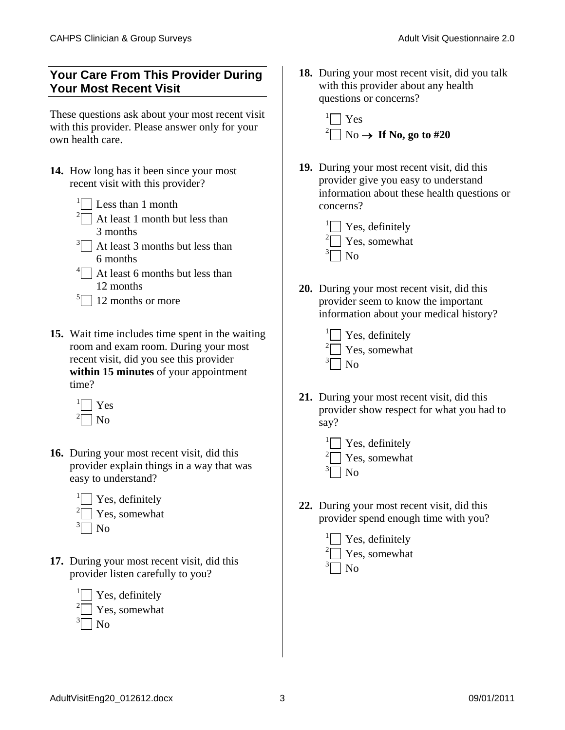## Your Care From This Provider During Your Most Recent Visit

These questions ask about your most recent visit with this provider. Please answer only for your own health care.

**14.** How long has it been since your most recent visit with this provider?

- [1] ☐ Less than 1 month
- [2] ☐ At least 1 month but less than 3 months
- [3] ☐ At least 3 months but less than 6 months
- [4] ☐ At least 6 months but less than 12 months
- [5] ☐ 12 months or more

**15.** Wait time includes time spent in the waiting room and exam room. During your most recent visit, did you see this provider **within 15 minutes** of your appointment time?

- [1] ☐ Yes
- [2] ☐ No

**16.** During your most recent visit, did this provider explain things in a way that was easy to understand?

- [1] ☐ Yes, definitely
- [2] ☐ Yes, somewhat
- [3] ☐ No

**17.** During your most recent visit, did this provider listen carefully to you?

- [1] ☐ Yes, definitely
- [2] ☐ Yes, somewhat
- [3] ☐ No

**18.** During your most recent visit, did you talk with this provider about any health questions or concerns?

- [1] ☐ Yes
- [2] ☐ No → **If No, go to #20**

**19.** During your most recent visit, did this provider give you easy to understand information about these health questions or concerns?

- [1] ☐ Yes, definitely
- [2] ☐ Yes, somewhat
- [3] ☐ No

**20.** During your most recent visit, did this provider seem to know the important information about your medical history?

- [1] ☐ Yes, definitely
- [2] ☐ Yes, somewhat
- [3] ☐ No

**21.** During your most recent visit, did this provider show respect for what you had to say?

- [1] ☐ Yes, definitely
- [2] ☐ Yes, somewhat
- [3] ☐ No

**22.** During your most recent visit, did this provider spend enough time with you?

- [1] ☐ Yes, definitely
- [2] ☐ Yes, somewhat
- [3] ☐ No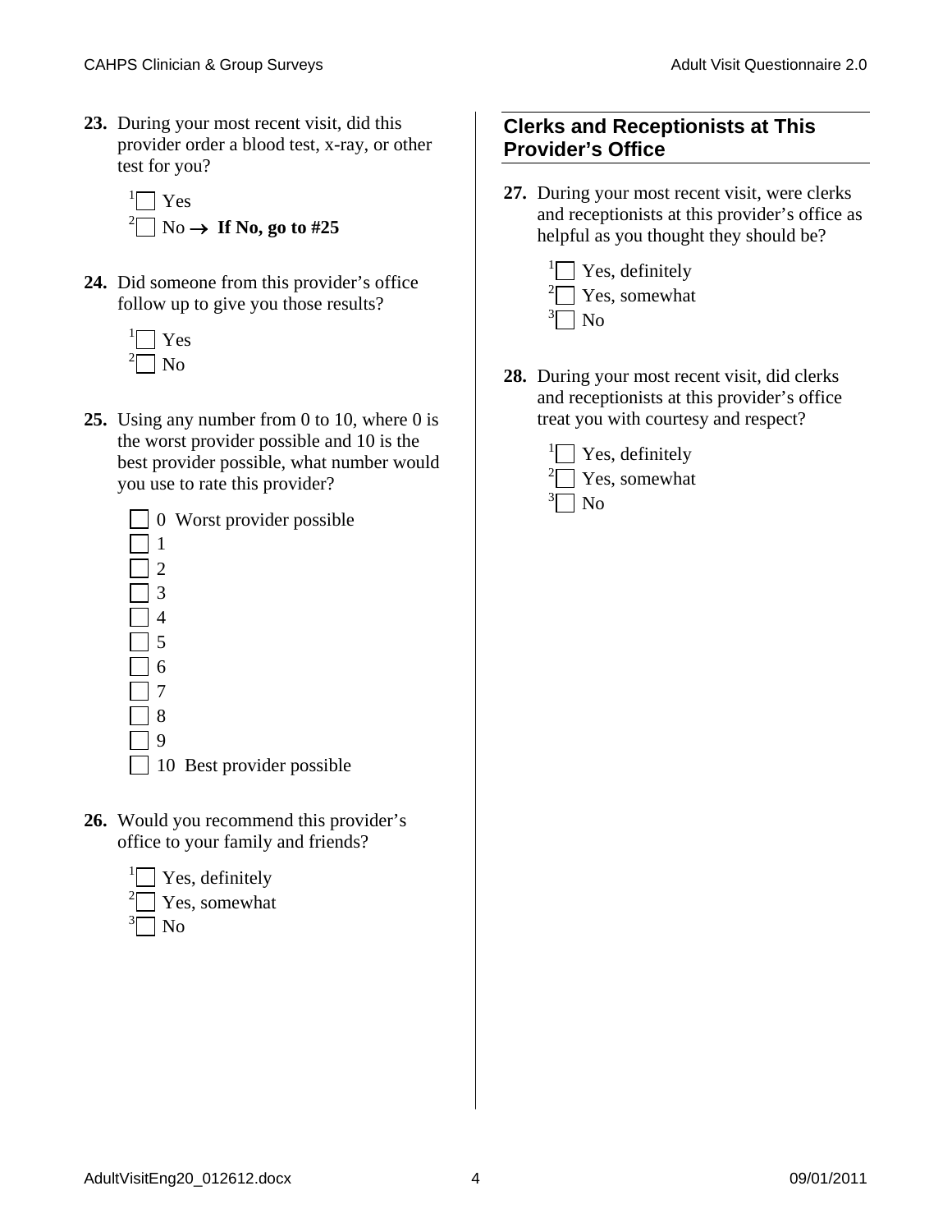**23.** During your most recent visit, did this provider order a blood test, x-ray, or other test for you?

- [1] ☐ Yes
- [2] ☐ No → **If No, go to #25**

**24.** Did someone from this provider's office follow up to give you those results?

- [1] ☐ Yes
- [2] ☐ No

**25.** Using any number from 0 to 10, where 0 is the worst provider possible and 10 is the best provider possible, what number would you use to rate this provider?

- ☐ 0 Worst provider possible
- ☐ 1
- ☐ 2
- ☐ 3
- ☐ 4
- ☐ 5
- ☐ 6
- ☐ 7
- ☐ 8
- ☐ 9
- ☐ 10 Best provider possible

**26.** Would you recommend this provider's office to your family and friends?

- [1] ☐ Yes, definitely
- [2] ☐ Yes, somewhat
- [3] ☐ No

## Clerks and Receptionists at This Provider's Office

**27.** During your most recent visit, were clerks and receptionists at this provider's office as helpful as you thought they should be?

- [1] ☐ Yes, definitely
- [2] ☐ Yes, somewhat
- [3] ☐ No

**28.** During your most recent visit, did clerks and receptionists at this provider's office treat you with courtesy and respect?

- [1] ☐ Yes, definitely
- [2] ☐ Yes, somewhat
- [3] ☐ No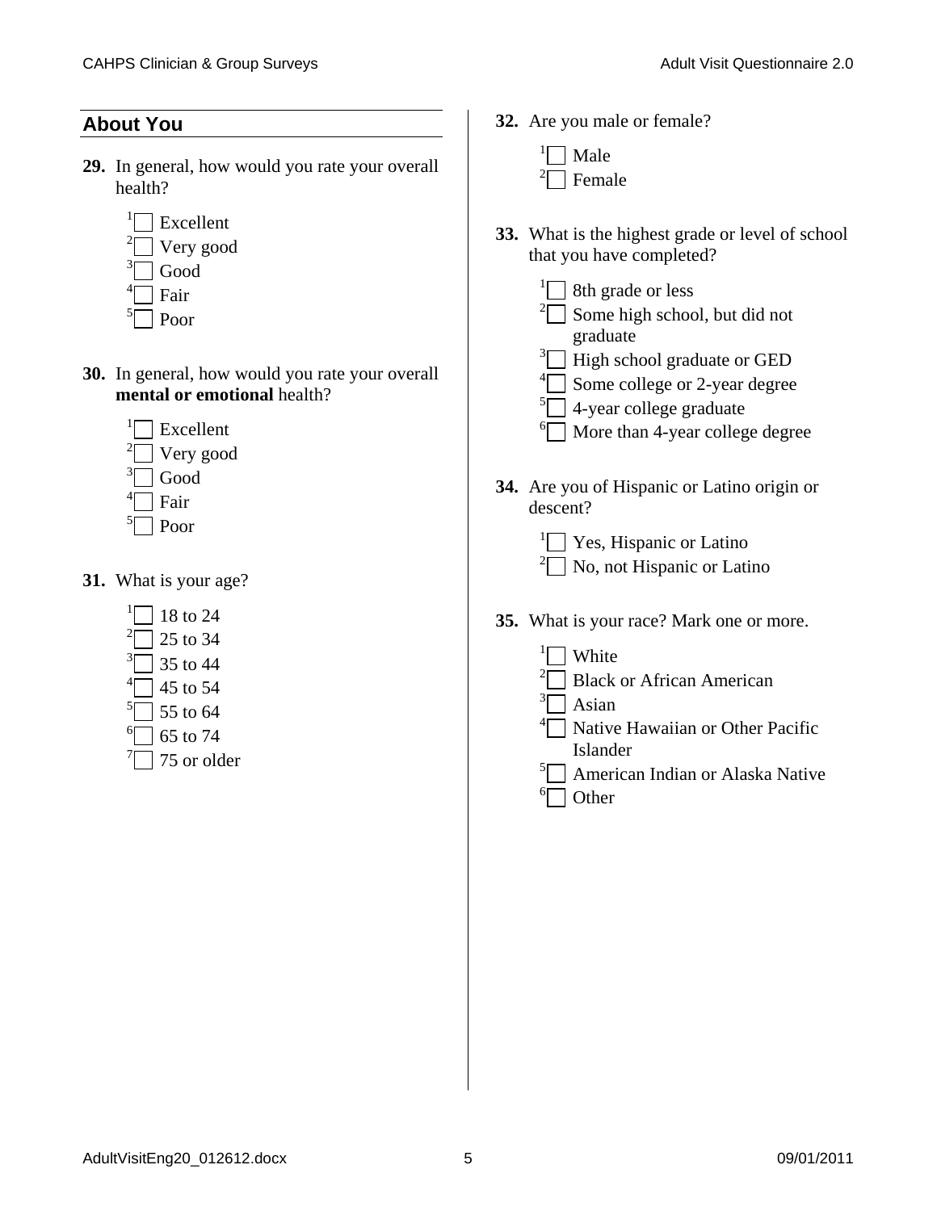## About You

**29.** In general, how would you rate your overall health?

- ¹☐ Excellent
- ²☐ Very good
- ³☐ Good
- ⁴☐ Fair
- ⁵☐ Poor

**30.** In general, how would you rate your overall **mental or emotional** health?

- ¹☐ Excellent
- ²☐ Very good
- ³☐ Good
- ⁴☐ Fair
- ⁵☐ Poor

**31.** What is your age?

- ¹☐ 18 to 24
- ²☐ 25 to 34
- ³☐ 35 to 44
- ⁴☐ 45 to 54
- ⁵☐ 55 to 64
- ⁶☐ 65 to 74
- ⁷☐ 75 or older

**32.** Are you male or female?

- ¹☐ Male
- ²☐ Female

**33.** What is the highest grade or level of school that you have completed?

- ¹☐ 8th grade or less
- ²☐ Some high school, but did not graduate
- ³☐ High school graduate or GED
- ⁴☐ Some college or 2-year degree
- ⁵☐ 4-year college graduate
- ⁶☐ More than 4-year college degree

**34.** Are you of Hispanic or Latino origin or descent?

- ¹☐ Yes, Hispanic or Latino
- ²☐ No, not Hispanic or Latino

**35.** What is your race? Mark one or more.

- ¹☐ White
- ²☐ Black or African American
- ³☐ Asian
- ⁴☐ Native Hawaiian or Other Pacific Islander
- ⁵☐ American Indian or Alaska Native
- ⁶☐ Other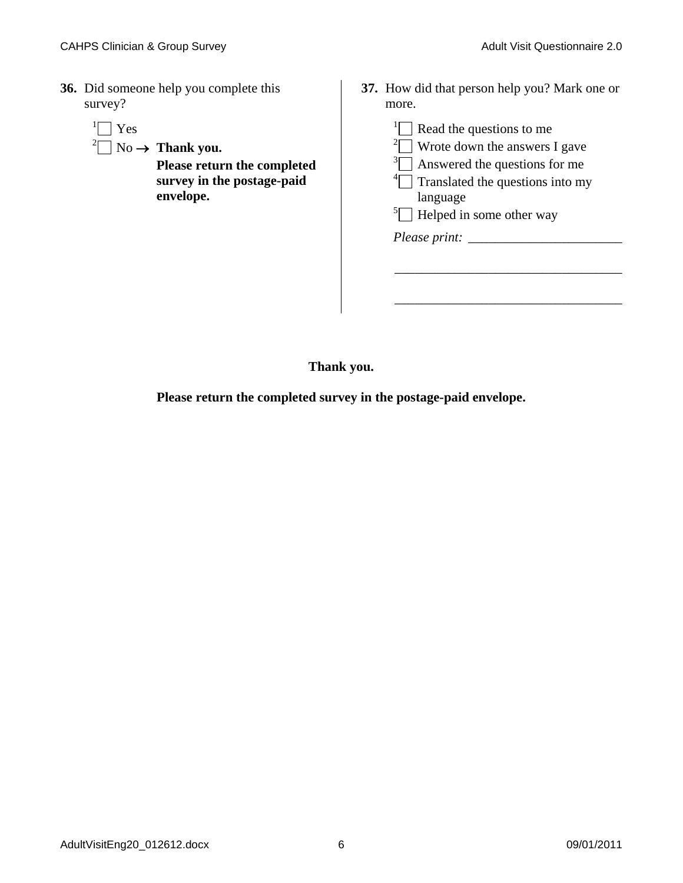**36.** Did someone help you complete this survey?

- [1] ☐ Yes
- [2] ☐ No → **Thank you.**
  **Please return the completed survey in the postage-paid envelope.**

**37.** How did that person help you? Mark one or more.

- [1] ☐ Read the questions to me
- [2] ☐ Wrote down the answers I gave
- [3] ☐ Answered the questions for me
- [4] ☐ Translated the questions into my language
- [5] ☐ Helped in some other way

*Please print:* _______________________

__________________________________

__________________________________

**Thank you.**

**Please return the completed survey in the postage-paid envelope.**